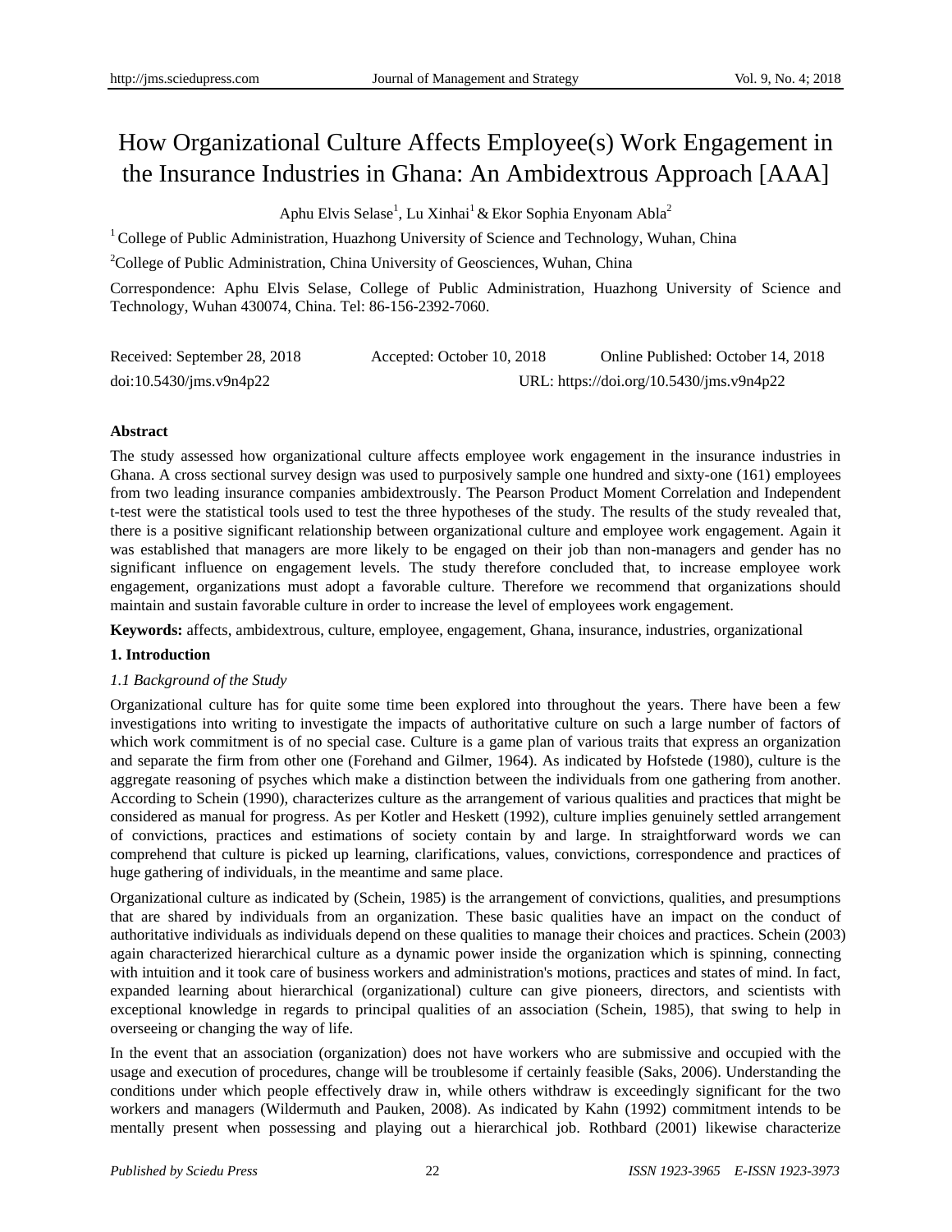# How Organizational Culture Affects Employee(s) Work Engagement in the Insurance Industries in Ghana: An Ambidextrous Approach [AAA]

Aphu Elvis Selase[1], Lu Xinhai[1] & Ekor Sophia Enyonam Abla[2]

[1] College of Public Administration, Huazhong University of Science and Technology, Wuhan, China

[2] College of Public Administration, China University of Geosciences, Wuhan, China

Correspondence: Aphu Elvis Selase, College of Public Administration, Huazhong University of Science and Technology, Wuhan 430074, China. Tel: 86-156-2392-7060.

Received: September 28, 2018 Accepted: October 10, 2018 Online Published: October 14, 2018

doi:10.5430/jms.v9n4p22 URL: https://doi.org/10.5430/jms.v9n4p22

**Abstract**

The study assessed how organizational culture affects employee work engagement in the insurance industries in Ghana. A cross sectional survey design was used to purposively sample one hundred and sixty-one (161) employees from two leading insurance companies ambidextrously. The Pearson Product Moment Correlation and Independent t-test were the statistical tools used to test the three hypotheses of the study. The results of the study revealed that, there is a positive significant relationship between organizational culture and employee work engagement. Again it was established that managers are more likely to be engaged on their job than non-managers and gender has no significant influence on engagement levels. The study therefore concluded that, to increase employee work engagement, organizations must adopt a favorable culture. Therefore we recommend that organizations should maintain and sustain favorable culture in order to increase the level of employees work engagement.

**Keywords:** affects, ambidextrous, culture, employee, engagement, Ghana, insurance, industries, organizational

## 1. Introduction

### *1.1 Background of the Study*

Organizational culture has for quite some time been explored into throughout the years. There have been a few investigations into writing to investigate the impacts of authoritative culture on such a large number of factors of which work commitment is of no special case. Culture is a game plan of various traits that express an organization and separate the firm from other one (Forehand and Gilmer, 1964). As indicated by Hofstede (1980), culture is the aggregate reasoning of psyches which make a distinction between the individuals from one gathering from another. According to Schein (1990), characterizes culture as the arrangement of various qualities and practices that might be considered as manual for progress. As per Kotler and Heskett (1992), culture implies genuinely settled arrangement of convictions, practices and estimations of society contain by and large. In straightforward words we can comprehend that culture is picked up learning, clarifications, values, convictions, correspondence and practices of huge gathering of individuals, in the meantime and same place.

Organizational culture as indicated by (Schein, 1985) is the arrangement of convictions, qualities, and presumptions that are shared by individuals from an organization. These basic qualities have an impact on the conduct of authoritative individuals as individuals depend on these qualities to manage their choices and practices. Schein (2003) again characterized hierarchical culture as a dynamic power inside the organization which is spinning, connecting with intuition and it took care of business workers and administration's motions, practices and states of mind. In fact, expanded learning about hierarchical (organizational) culture can give pioneers, directors, and scientists with exceptional knowledge in regards to principal qualities of an association (Schein, 1985), that swing to help in overseeing or changing the way of life.

In the event that an association (organization) does not have workers who are submissive and occupied with the usage and execution of procedures, change will be troublesome if certainly feasible (Saks, 2006). Understanding the conditions under which people effectively draw in, while others withdraw is exceedingly significant for the two workers and managers (Wildermuth and Pauken, 2008). As indicated by Kahn (1992) commitment intends to be mentally present when possessing and playing out a hierarchical job. Rothbard (2001) likewise characterize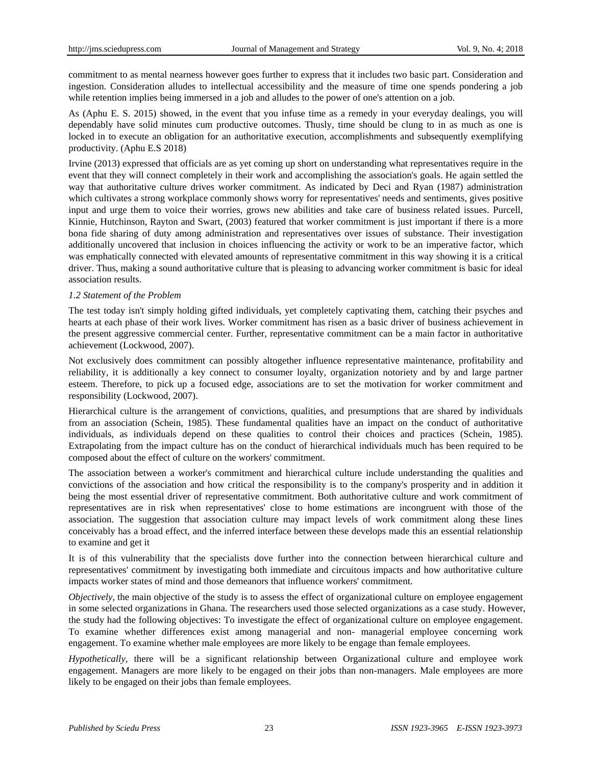commitment to as mental nearness however goes further to express that it includes two basic part. Consideration and ingestion. Consideration alludes to intellectual accessibility and the measure of time one spends pondering a job while retention implies being immersed in a job and alludes to the power of one's attention on a job.

As (Aphu E. S. 2015) showed, in the event that you infuse time as a remedy in your everyday dealings, you will dependably have solid minutes cum productive outcomes. Thusly, time should be clung to in as much as one is locked in to execute an obligation for an authoritative execution, accomplishments and subsequently exemplifying productivity. (Aphu E.S 2018)

Irvine (2013) expressed that officials are as yet coming up short on understanding what representatives require in the event that they will connect completely in their work and accomplishing the association's goals. He again settled the way that authoritative culture drives worker commitment. As indicated by Deci and Ryan (1987) administration which cultivates a strong workplace commonly shows worry for representatives' needs and sentiments, gives positive input and urge them to voice their worries, grows new abilities and take care of business related issues. Purcell, Kinnie, Hutchinson, Rayton and Swart, (2003) featured that worker commitment is just important if there is a more bona fide sharing of duty among administration and representatives over issues of substance. Their investigation additionally uncovered that inclusion in choices influencing the activity or work to be an imperative factor, which was emphatically connected with elevated amounts of representative commitment in this way showing it is a critical driver. Thus, making a sound authoritative culture that is pleasing to advancing worker commitment is basic for ideal association results.

*1.2 Statement of the Problem*

The test today isn't simply holding gifted individuals, yet completely captivating them, catching their psyches and hearts at each phase of their work lives. Worker commitment has risen as a basic driver of business achievement in the present aggressive commercial center. Further, representative commitment can be a main factor in authoritative achievement (Lockwood, 2007).

Not exclusively does commitment can possibly altogether influence representative maintenance, profitability and reliability, it is additionally a key connect to consumer loyalty, organization notoriety and by and large partner esteem. Therefore, to pick up a focused edge, associations are to set the motivation for worker commitment and responsibility (Lockwood, 2007).

Hierarchical culture is the arrangement of convictions, qualities, and presumptions that are shared by individuals from an association (Schein, 1985). These fundamental qualities have an impact on the conduct of authoritative individuals, as individuals depend on these qualities to control their choices and practices (Schein, 1985). Extrapolating from the impact culture has on the conduct of hierarchical individuals much has been required to be composed about the effect of culture on the workers' commitment.

The association between a worker's commitment and hierarchical culture include understanding the qualities and convictions of the association and how critical the responsibility is to the company's prosperity and in addition it being the most essential driver of representative commitment. Both authoritative culture and work commitment of representatives are in risk when representatives' close to home estimations are incongruent with those of the association. The suggestion that association culture may impact levels of work commitment along these lines conceivably has a broad effect, and the inferred interface between these develops made this an essential relationship to examine and get it

It is of this vulnerability that the specialists dove further into the connection between hierarchical culture and representatives' commitment by investigating both immediate and circuitous impacts and how authoritative culture impacts worker states of mind and those demeanors that influence workers' commitment.

*Objectively*, the main objective of the study is to assess the effect of organizational culture on employee engagement in some selected organizations in Ghana. The researchers used those selected organizations as a case study. However, the study had the following objectives: To investigate the effect of organizational culture on employee engagement. To examine whether differences exist among managerial and non- managerial employee concerning work engagement. To examine whether male employees are more likely to be engage than female employees.

*Hypothetically,* there will be a significant relationship between Organizational culture and employee work engagement. Managers are more likely to be engaged on their jobs than non-managers. Male employees are more likely to be engaged on their jobs than female employees.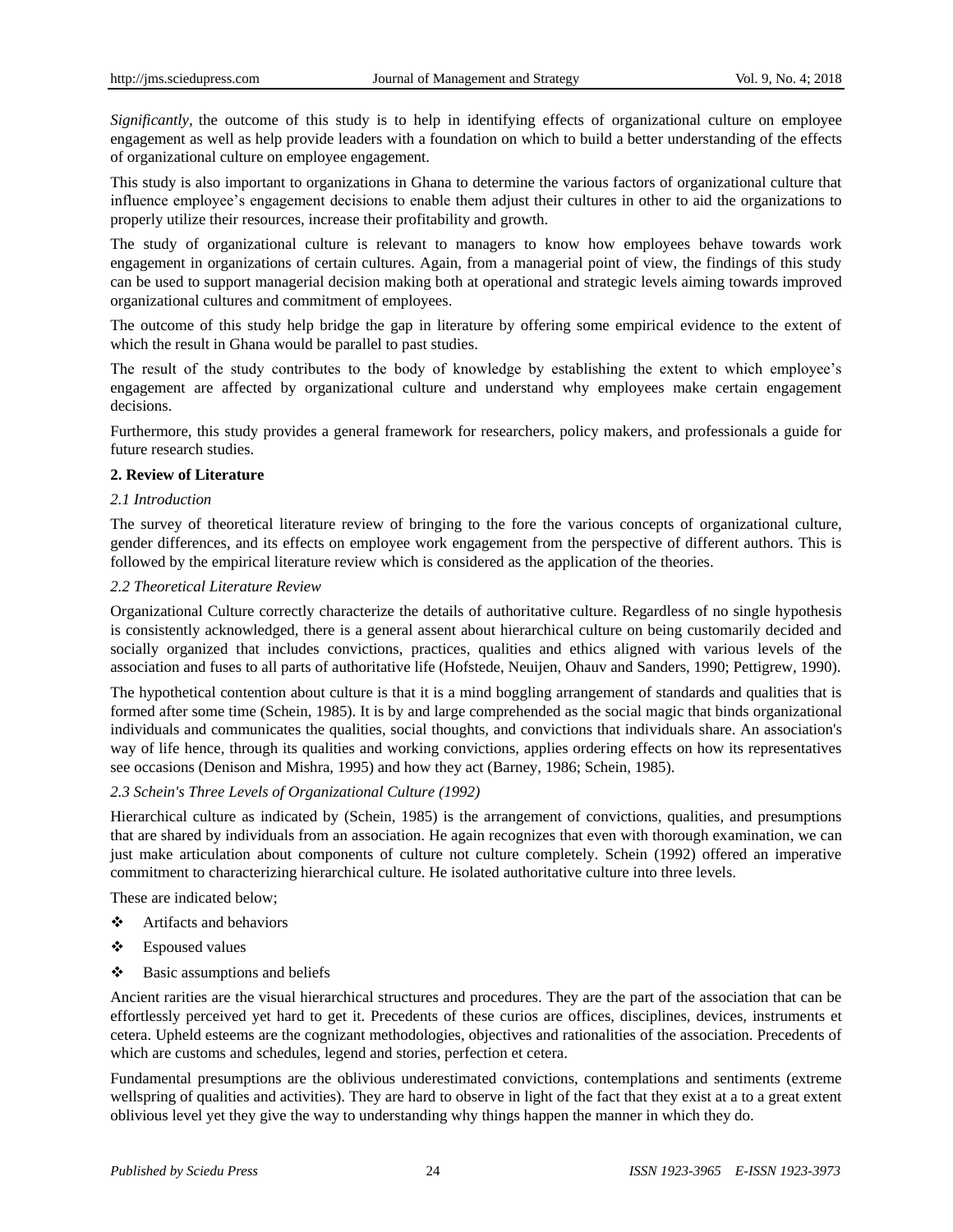*Significantly*, the outcome of this study is to help in identifying effects of organizational culture on employee engagement as well as help provide leaders with a foundation on which to build a better understanding of the effects of organizational culture on employee engagement.

This study is also important to organizations in Ghana to determine the various factors of organizational culture that influence employee's engagement decisions to enable them adjust their cultures in other to aid the organizations to properly utilize their resources, increase their profitability and growth.

The study of organizational culture is relevant to managers to know how employees behave towards work engagement in organizations of certain cultures. Again, from a managerial point of view, the findings of this study can be used to support managerial decision making both at operational and strategic levels aiming towards improved organizational cultures and commitment of employees.

The outcome of this study help bridge the gap in literature by offering some empirical evidence to the extent of which the result in Ghana would be parallel to past studies.

The result of the study contributes to the body of knowledge by establishing the extent to which employee's engagement are affected by organizational culture and understand why employees make certain engagement decisions.

Furthermore, this study provides a general framework for researchers, policy makers, and professionals a guide for future research studies.

## 2. Review of Literature

### *2.1 Introduction*

The survey of theoretical literature review of bringing to the fore the various concepts of organizational culture, gender differences, and its effects on employee work engagement from the perspective of different authors. This is followed by the empirical literature review which is considered as the application of the theories.

### *2.2 Theoretical Literature Review*

Organizational Culture correctly characterize the details of authoritative culture. Regardless of no single hypothesis is consistently acknowledged, there is a general assent about hierarchical culture on being customarily decided and socially organized that includes convictions, practices, qualities and ethics aligned with various levels of the association and fuses to all parts of authoritative life (Hofstede, Neuijen, Ohauv and Sanders, 1990; Pettigrew, 1990).

The hypothetical contention about culture is that it is a mind boggling arrangement of standards and qualities that is formed after some time (Schein, 1985). It is by and large comprehended as the social magic that binds organizational individuals and communicates the qualities, social thoughts, and convictions that individuals share. An association's way of life hence, through its qualities and working convictions, applies ordering effects on how its representatives see occasions (Denison and Mishra, 1995) and how they act (Barney, 1986; Schein, 1985).

### *2.3 Schein's Three Levels of Organizational Culture (1992)*

Hierarchical culture as indicated by (Schein, 1985) is the arrangement of convictions, qualities, and presumptions that are shared by individuals from an association. He again recognizes that even with thorough examination, we can just make articulation about components of culture not culture completely. Schein (1992) offered an imperative commitment to characterizing hierarchical culture. He isolated authoritative culture into three levels.

These are indicated below;

- Artifacts and behaviors
- Espoused values
- Basic assumptions and beliefs

Ancient rarities are the visual hierarchical structures and procedures. They are the part of the association that can be effortlessly perceived yet hard to get it. Precedents of these curios are offices, disciplines, devices, instruments et cetera. Upheld esteems are the cognizant methodologies, objectives and rationalities of the association. Precedents of which are customs and schedules, legend and stories, perfection et cetera.

Fundamental presumptions are the oblivious underestimated convictions, contemplations and sentiments (extreme wellspring of qualities and activities). They are hard to observe in light of the fact that they exist at a to a great extent oblivious level yet they give the way to understanding why things happen the manner in which they do.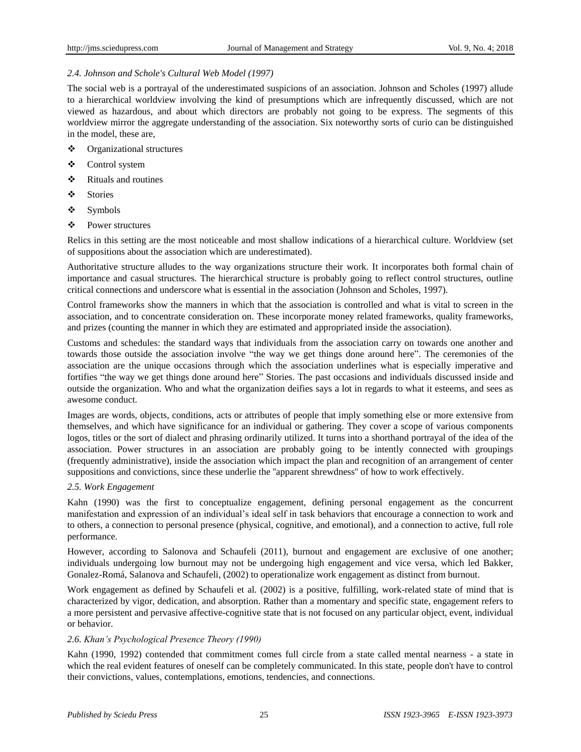### *2.4. Johnson and Schole's Cultural Web Model (1997)*

The social web is a portrayal of the underestimated suspicions of an association. Johnson and Scholes (1997) allude to a hierarchical worldview involving the kind of presumptions which are infrequently discussed, which are not viewed as hazardous, and about which directors are probably not going to be express. The segments of this worldview mirror the aggregate understanding of the association. Six noteworthy sorts of curio can be distinguished in the model, these are,

- Organizational structures
- Control system
- Rituals and routines
- Stories
- Symbols
- Power structures

Relics in this setting are the most noticeable and most shallow indications of a hierarchical culture. Worldview (set of suppositions about the association which are underestimated).

Authoritative structure alludes to the way organizations structure their work. It incorporates both formal chain of importance and casual structures. The hierarchical structure is probably going to reflect control structures, outline critical connections and underscore what is essential in the association (Johnson and Scholes, 1997).

Control frameworks show the manners in which that the association is controlled and what is vital to screen in the association, and to concentrate consideration on. These incorporate money related frameworks, quality frameworks, and prizes (counting the manner in which they are estimated and appropriated inside the association).

Customs and schedules: the standard ways that individuals from the association carry on towards one another and towards those outside the association involve "the way we get things done around here". The ceremonies of the association are the unique occasions through which the association underlines what is especially imperative and fortifies "the way we get things done around here" Stories. The past occasions and individuals discussed inside and outside the organization. Who and what the organization deifies says a lot in regards to what it esteems, and sees as awesome conduct.

Images are words, objects, conditions, acts or attributes of people that imply something else or more extensive from themselves, and which have significance for an individual or gathering. They cover a scope of various components logos, titles or the sort of dialect and phrasing ordinarily utilized. It turns into a shorthand portrayal of the idea of the association. Power structures in an association are probably going to be intently connected with groupings (frequently administrative), inside the association which impact the plan and recognition of an arrangement of center suppositions and convictions, since these underlie the "apparent shrewdness" of how to work effectively.

### *2.5. Work Engagement*

Kahn (1990) was the first to conceptualize engagement, defining personal engagement as the concurrent manifestation and expression of an individual's ideal self in task behaviors that encourage a connection to work and to others, a connection to personal presence (physical, cognitive, and emotional), and a connection to active, full role performance.

However, according to Salonova and Schaufeli (2011), burnout and engagement are exclusive of one another; individuals undergoing low burnout may not be undergoing high engagement and vice versa, which led Bakker, Gonalez-Romá, Salanova and Schaufeli, (2002) to operationalize work engagement as distinct from burnout.

Work engagement as defined by Schaufeli et al. (2002) is a positive, fulfilling, work-related state of mind that is characterized by vigor, dedication, and absorption. Rather than a momentary and specific state, engagement refers to a more persistent and pervasive affective-cognitive state that is not focused on any particular object, event, individual or behavior.

### *2.6. Khan's Psychological Presence Theory (1990)*

Kahn (1990, 1992) contended that commitment comes full circle from a state called mental nearness - a state in which the real evident features of oneself can be completely communicated. In this state, people don't have to control their convictions, values, contemplations, emotions, tendencies, and connections.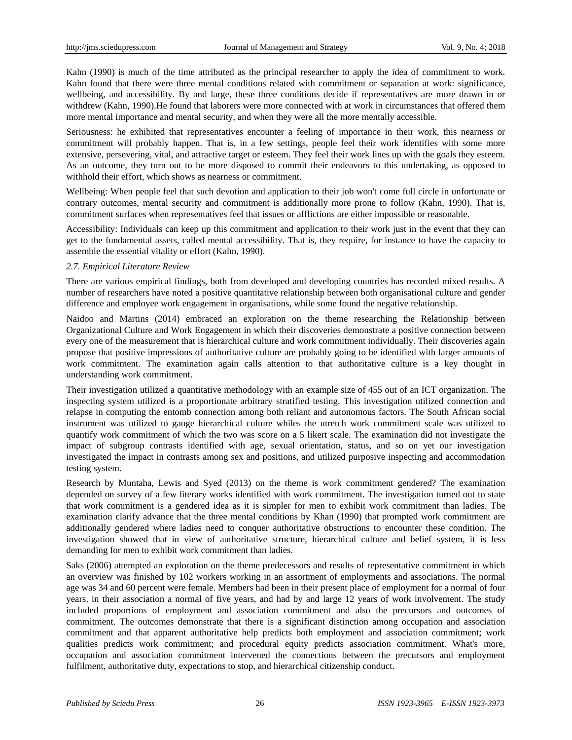Kahn (1990) is much of the time attributed as the principal researcher to apply the idea of commitment to work. Kahn found that there were three mental conditions related with commitment or separation at work: significance, wellbeing, and accessibility. By and large, these three conditions decide if representatives are more drawn in or withdrew (Kahn, 1990).He found that laborers were more connected with at work in circumstances that offered them more mental importance and mental security, and when they were all the more mentally accessible.

Seriousness: he exhibited that representatives encounter a feeling of importance in their work, this nearness or commitment will probably happen. That is, in a few settings, people feel their work identifies with some more extensive, persevering, vital, and attractive target or esteem. They feel their work lines up with the goals they esteem. As an outcome, they turn out to be more disposed to commit their endeavors to this undertaking, as opposed to withhold their effort, which shows as nearness or commitment.

Wellbeing: When people feel that such devotion and application to their job won't come full circle in unfortunate or contrary outcomes, mental security and commitment is additionally more prone to follow (Kahn, 1990). That is, commitment surfaces when representatives feel that issues or afflictions are either impossible or reasonable.

Accessibility: Individuals can keep up this commitment and application to their work just in the event that they can get to the fundamental assets, called mental accessibility. That is, they require, for instance to have the capacity to assemble the essential vitality or effort (Kahn, 1990).

### *2.7. Empirical Literature Review*

There are various empirical findings, both from developed and developing countries has recorded mixed results. A number of researchers have noted a positive quantitative relationship between both organisational culture and gender difference and employee work engagement in organisations, while some found the negative relationship.

Naidoo and Martins (2014) embraced an exploration on the theme researching the Relationship between Organizational Culture and Work Engagement in which their discoveries demonstrate a positive connection between every one of the measurement that is hierarchical culture and work commitment individually. Their discoveries again propose that positive impressions of authoritative culture are probably going to be identified with larger amounts of work commitment. The examination again calls attention to that authoritative culture is a key thought in understanding work commitment.

Their investigation utilized a quantitative methodology with an example size of 455 out of an ICT organization. The inspecting system utilized is a proportionate arbitrary stratified testing. This investigation utilized connection and relapse in computing the entomb connection among both reliant and autonomous factors. The South African social instrument was utilized to gauge hierarchical culture whiles the utretch work commitment scale was utilized to quantify work commitment of which the two was score on a 5 likert scale. The examination did not investigate the impact of subgroup contrasts identified with age, sexual orientation, status, and so on yet our investigation investigated the impact in contrasts among sex and positions, and utilized purposive inspecting and accommodation testing system.

Research by Muntaha, Lewis and Syed (2013) on the theme is work commitment gendered? The examination depended on survey of a few literary works identified with work commitment. The investigation turned out to state that work commitment is a gendered idea as it is simpler for men to exhibit work commitment than ladies. The examination clarify advance that the three mental conditions by Khan (1990) that prompted work commitment are additionally gendered where ladies need to conquer authoritative obstructions to encounter these condition. The investigation showed that in view of authoritative structure, hierarchical culture and belief system, it is less demanding for men to exhibit work commitment than ladies.

Saks (2006) attempted an exploration on the theme predecessors and results of representative commitment in which an overview was finished by 102 workers working in an assortment of employments and associations. The normal age was 34 and 60 percent were female. Members had been in their present place of employment for a normal of four years, in their association a normal of five years, and had by and large 12 years of work involvement. The study included proportions of employment and association commitment and also the precursors and outcomes of commitment. The outcomes demonstrate that there is a significant distinction among occupation and association commitment and that apparent authoritative help predicts both employment and association commitment; work qualities predicts work commitment; and procedural equity predicts association commitment. What's more, occupation and association commitment intervened the connections between the precursors and employment fulfilment, authoritative duty, expectations to stop, and hierarchical citizenship conduct.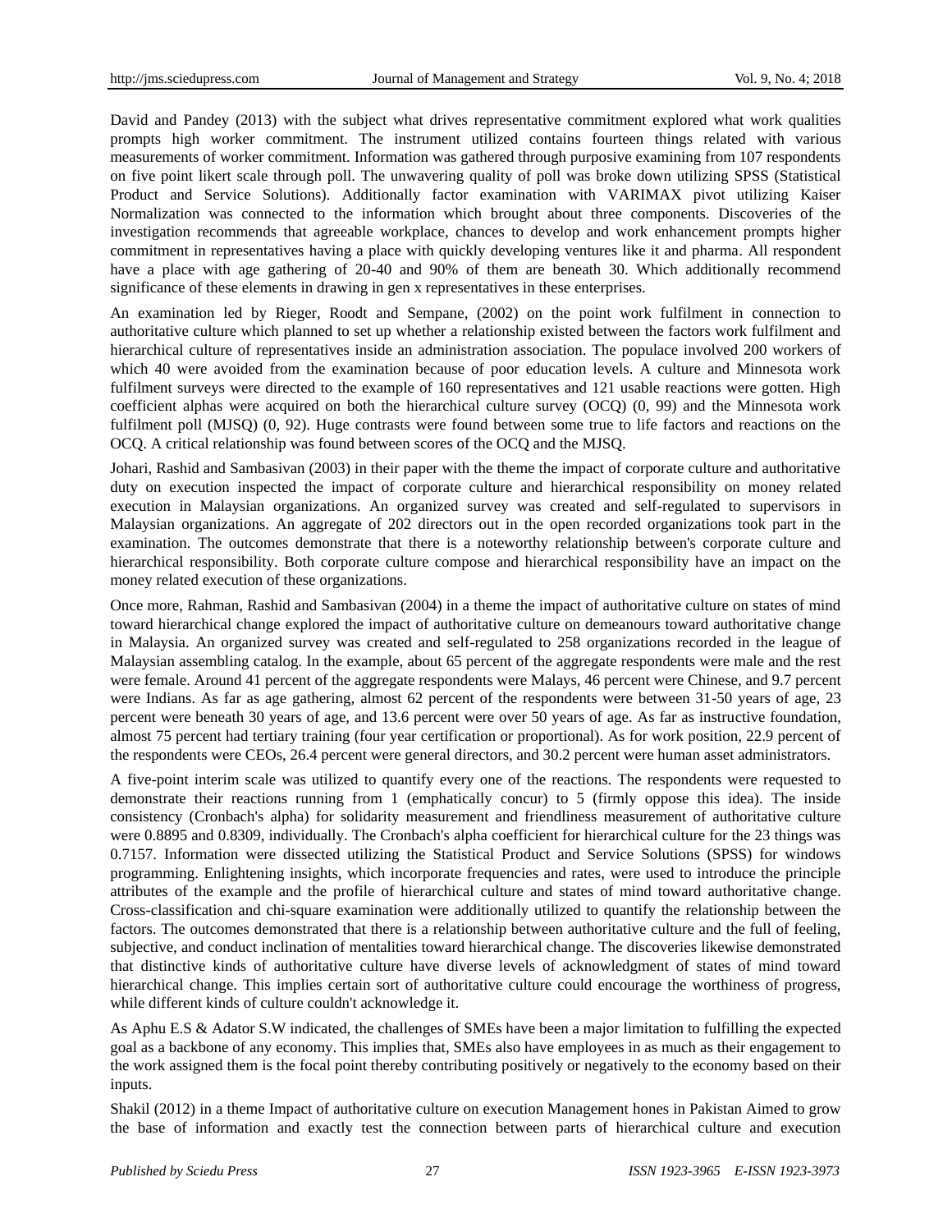David and Pandey (2013) with the subject what drives representative commitment explored what work qualities prompts high worker commitment. The instrument utilized contains fourteen things related with various measurements of worker commitment. Information was gathered through purposive examining from 107 respondents on five point likert scale through poll. The unwavering quality of poll was broke down utilizing SPSS (Statistical Product and Service Solutions). Additionally factor examination with VARIMAX pivot utilizing Kaiser Normalization was connected to the information which brought about three components. Discoveries of the investigation recommends that agreeable workplace, chances to develop and work enhancement prompts higher commitment in representatives having a place with quickly developing ventures like it and pharma. All respondent have a place with age gathering of 20-40 and 90% of them are beneath 30. Which additionally recommend significance of these elements in drawing in gen x representatives in these enterprises.

An examination led by Rieger, Roodt and Sempane, (2002) on the point work fulfilment in connection to authoritative culture which planned to set up whether a relationship existed between the factors work fulfilment and hierarchical culture of representatives inside an administration association. The populace involved 200 workers of which 40 were avoided from the examination because of poor education levels. A culture and Minnesota work fulfilment surveys were directed to the example of 160 representatives and 121 usable reactions were gotten. High coefficient alphas were acquired on both the hierarchical culture survey (OCQ) (0, 99) and the Minnesota work fulfilment poll (MJSQ) (0, 92). Huge contrasts were found between some true to life factors and reactions on the OCQ. A critical relationship was found between scores of the OCQ and the MJSQ.

Johari, Rashid and Sambasivan (2003) in their paper with the theme the impact of corporate culture and authoritative duty on execution inspected the impact of corporate culture and hierarchical responsibility on money related execution in Malaysian organizations. An organized survey was created and self-regulated to supervisors in Malaysian organizations. An aggregate of 202 directors out in the open recorded organizations took part in the examination. The outcomes demonstrate that there is a noteworthy relationship between's corporate culture and hierarchical responsibility. Both corporate culture compose and hierarchical responsibility have an impact on the money related execution of these organizations.

Once more, Rahman, Rashid and Sambasivan (2004) in a theme the impact of authoritative culture on states of mind toward hierarchical change explored the impact of authoritative culture on demeanours toward authoritative change in Malaysia. An organized survey was created and self-regulated to 258 organizations recorded in the league of Malaysian assembling catalog. In the example, about 65 percent of the aggregate respondents were male and the rest were female. Around 41 percent of the aggregate respondents were Malays, 46 percent were Chinese, and 9.7 percent were Indians. As far as age gathering, almost 62 percent of the respondents were between 31-50 years of age, 23 percent were beneath 30 years of age, and 13.6 percent were over 50 years of age. As far as instructive foundation, almost 75 percent had tertiary training (four year certification or proportional). As for work position, 22.9 percent of the respondents were CEOs, 26.4 percent were general directors, and 30.2 percent were human asset administrators.

A five-point interim scale was utilized to quantify every one of the reactions. The respondents were requested to demonstrate their reactions running from 1 (emphatically concur) to 5 (firmly oppose this idea). The inside consistency (Cronbach's alpha) for solidarity measurement and friendliness measurement of authoritative culture were 0.8895 and 0.8309, individually. The Cronbach's alpha coefficient for hierarchical culture for the 23 things was 0.7157. Information were dissected utilizing the Statistical Product and Service Solutions (SPSS) for windows programming. Enlightening insights, which incorporate frequencies and rates, were used to introduce the principle attributes of the example and the profile of hierarchical culture and states of mind toward authoritative change. Cross-classification and chi-square examination were additionally utilized to quantify the relationship between the factors. The outcomes demonstrated that there is a relationship between authoritative culture and the full of feeling, subjective, and conduct inclination of mentalities toward hierarchical change. The discoveries likewise demonstrated that distinctive kinds of authoritative culture have diverse levels of acknowledgment of states of mind toward hierarchical change. This implies certain sort of authoritative culture could encourage the worthiness of progress, while different kinds of culture couldn't acknowledge it.

As Aphu E.S & Adator S.W indicated, the challenges of SMEs have been a major limitation to fulfilling the expected goal as a backbone of any economy. This implies that, SMEs also have employees in as much as their engagement to the work assigned them is the focal point thereby contributing positively or negatively to the economy based on their inputs.

Shakil (2012) in a theme Impact of authoritative culture on execution Management hones in Pakistan Aimed to grow the base of information and exactly test the connection between parts of hierarchical culture and execution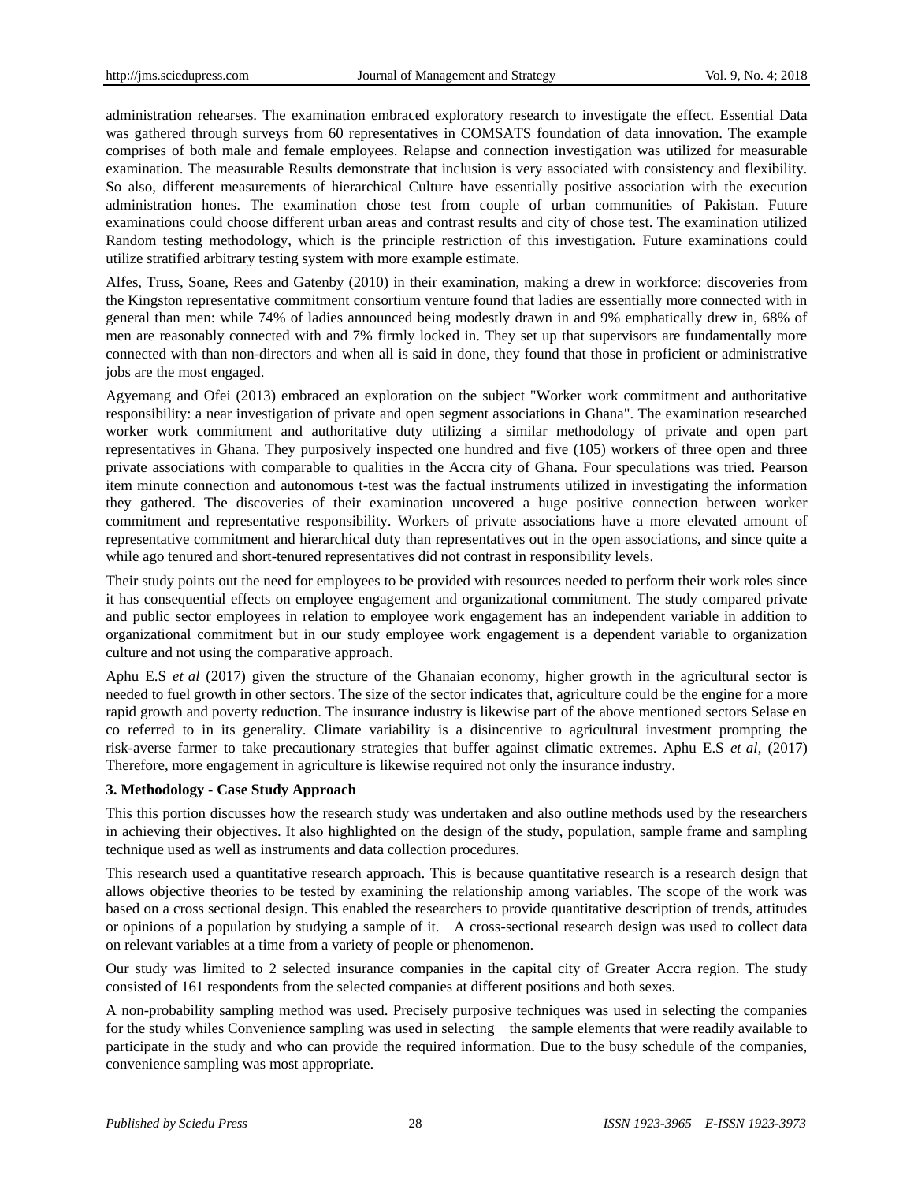administration rehearses. The examination embraced exploratory research to investigate the effect. Essential Data was gathered through surveys from 60 representatives in COMSATS foundation of data innovation. The example comprises of both male and female employees. Relapse and connection investigation was utilized for measurable examination. The measurable Results demonstrate that inclusion is very associated with consistency and flexibility. So also, different measurements of hierarchical Culture have essentially positive association with the execution administration hones. The examination chose test from couple of urban communities of Pakistan. Future examinations could choose different urban areas and contrast results and city of chose test. The examination utilized Random testing methodology, which is the principle restriction of this investigation. Future examinations could utilize stratified arbitrary testing system with more example estimate.

Alfes, Truss, Soane, Rees and Gatenby (2010) in their examination, making a drew in workforce: discoveries from the Kingston representative commitment consortium venture found that ladies are essentially more connected with in general than men: while 74% of ladies announced being modestly drawn in and 9% emphatically drew in, 68% of men are reasonably connected with and 7% firmly locked in. They set up that supervisors are fundamentally more connected with than non-directors and when all is said in done, they found that those in proficient or administrative jobs are the most engaged.

Agyemang and Ofei (2013) embraced an exploration on the subject "Worker work commitment and authoritative responsibility: a near investigation of private and open segment associations in Ghana". The examination researched worker work commitment and authoritative duty utilizing a similar methodology of private and open part representatives in Ghana. They purposively inspected one hundred and five (105) workers of three open and three private associations with comparable to qualities in the Accra city of Ghana. Four speculations was tried. Pearson item minute connection and autonomous t-test was the factual instruments utilized in investigating the information they gathered. The discoveries of their examination uncovered a huge positive connection between worker commitment and representative responsibility. Workers of private associations have a more elevated amount of representative commitment and hierarchical duty than representatives out in the open associations, and since quite a while ago tenured and short-tenured representatives did not contrast in responsibility levels.

Their study points out the need for employees to be provided with resources needed to perform their work roles since it has consequential effects on employee engagement and organizational commitment. The study compared private and public sector employees in relation to employee work engagement has an independent variable in addition to organizational commitment but in our study employee work engagement is a dependent variable to organization culture and not using the comparative approach.

Aphu E.S *et al* (2017) given the structure of the Ghanaian economy, higher growth in the agricultural sector is needed to fuel growth in other sectors. The size of the sector indicates that, agriculture could be the engine for a more rapid growth and poverty reduction. The insurance industry is likewise part of the above mentioned sectors Selase en co referred to in its generality. Climate variability is a disincentive to agricultural investment prompting the risk-averse farmer to take precautionary strategies that buffer against climatic extremes. Aphu E.S *et al*, (2017) Therefore, more engagement in agriculture is likewise required not only the insurance industry.

**3. Methodology - Case Study Approach**

This this portion discusses how the research study was undertaken and also outline methods used by the researchers in achieving their objectives. It also highlighted on the design of the study, population, sample frame and sampling technique used as well as instruments and data collection procedures.

This research used a quantitative research approach. This is because quantitative research is a research design that allows objective theories to be tested by examining the relationship among variables. The scope of the work was based on a cross sectional design. This enabled the researchers to provide quantitative description of trends, attitudes or opinions of a population by studying a sample of it. A cross-sectional research design was used to collect data on relevant variables at a time from a variety of people or phenomenon.

Our study was limited to 2 selected insurance companies in the capital city of Greater Accra region. The study consisted of 161 respondents from the selected companies at different positions and both sexes.

A non-probability sampling method was used. Precisely purposive techniques was used in selecting the companies for the study whiles Convenience sampling was used in selecting the sample elements that were readily available to participate in the study and who can provide the required information. Due to the busy schedule of the companies, convenience sampling was most appropriate.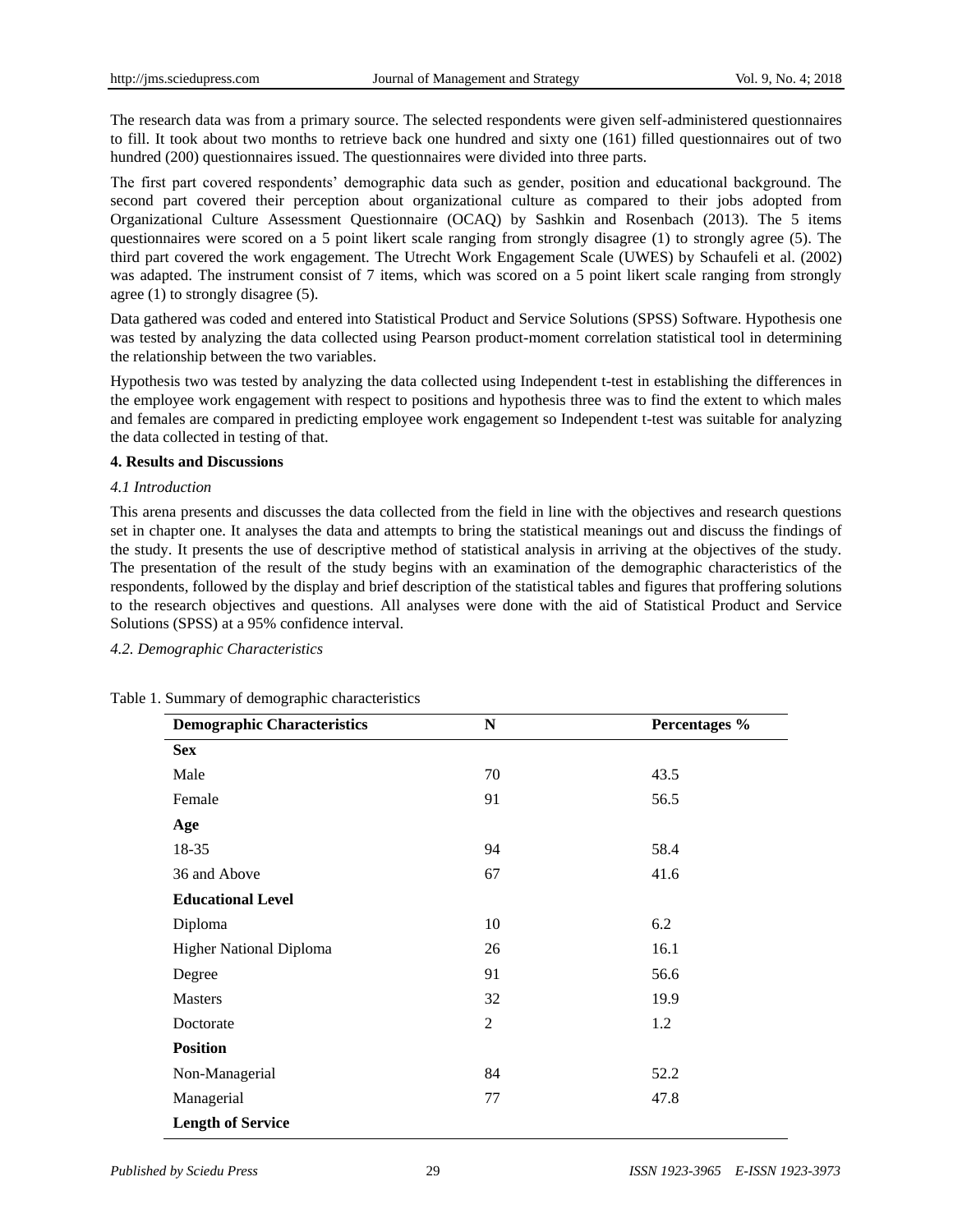The research data was from a primary source. The selected respondents were given self-administered questionnaires to fill. It took about two months to retrieve back one hundred and sixty one (161) filled questionnaires out of two hundred (200) questionnaires issued. The questionnaires were divided into three parts.

The first part covered respondents' demographic data such as gender, position and educational background. The second part covered their perception about organizational culture as compared to their jobs adopted from Organizational Culture Assessment Questionnaire (OCAQ) by Sashkin and Rosenbach (2013). The 5 items questionnaires were scored on a 5 point likert scale ranging from strongly disagree (1) to strongly agree (5). The third part covered the work engagement. The Utrecht Work Engagement Scale (UWES) by Schaufeli et al. (2002) was adapted. The instrument consist of 7 items, which was scored on a 5 point likert scale ranging from strongly agree (1) to strongly disagree (5).

Data gathered was coded and entered into Statistical Product and Service Solutions (SPSS) Software. Hypothesis one was tested by analyzing the data collected using Pearson product-moment correlation statistical tool in determining the relationship between the two variables.

Hypothesis two was tested by analyzing the data collected using Independent t-test in establishing the differences in the employee work engagement with respect to positions and hypothesis three was to find the extent to which males and females are compared in predicting employee work engagement so Independent t-test was suitable for analyzing the data collected in testing of that.

## 4. Results and Discussions

### *4.1 Introduction*

This arena presents and discusses the data collected from the field in line with the objectives and research questions set in chapter one. It analyses the data and attempts to bring the statistical meanings out and discuss the findings of the study. It presents the use of descriptive method of statistical analysis in arriving at the objectives of the study. The presentation of the result of the study begins with an examination of the demographic characteristics of the respondents, followed by the display and brief description of the statistical tables and figures that proffering solutions to the research objectives and questions. All analyses were done with the aid of Statistical Product and Service Solutions (SPSS) at a 95% confidence interval.

### *4.2. Demographic Characteristics*

Table 1. Summary of demographic characteristics

| Demographic Characteristics | N | Percentages % |
|---|---|---|
| **Sex** | | |
| Male | 70 | 43.5 |
| Female | 91 | 56.5 |
| **Age** | | |
| 18-35 | 94 | 58.4 |
| 36 and Above | 67 | 41.6 |
| **Educational Level** | | |
| Diploma | 10 | 6.2 |
| Higher National Diploma | 26 | 16.1 |
| Degree | 91 | 56.6 |
| Masters | 32 | 19.9 |
| Doctorate | 2 | 1.2 |
| **Position** | | |
| Non-Managerial | 84 | 52.2 |
| Managerial | 77 | 47.8 |
| **Length of Service** | | |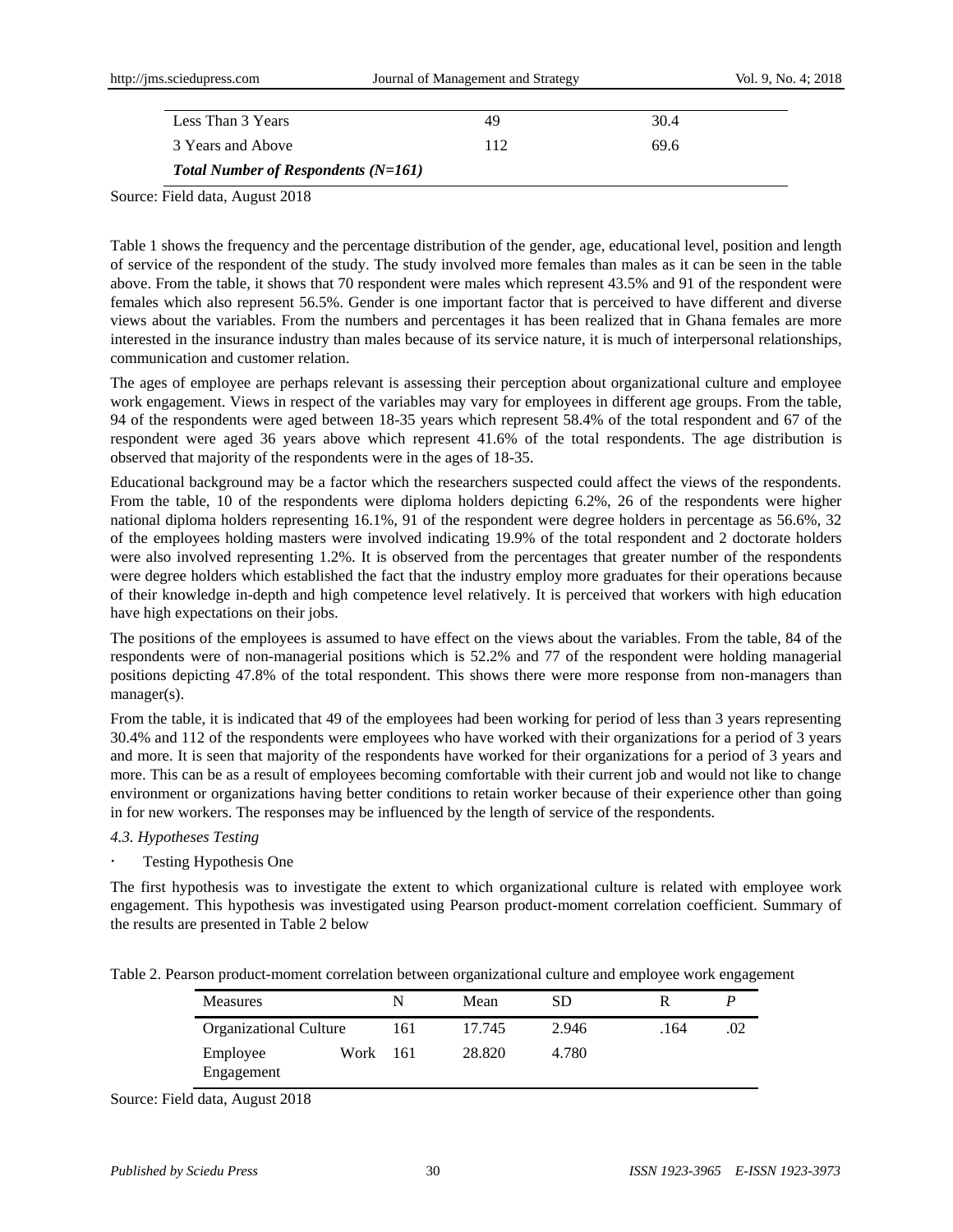| | | |
|---|---|---|
| Less Than 3 Years | 49 | 30.4 |
| 3 Years and Above | 112 | 69.6 |
| ***Total Number of Respondents (N=161)*** | | |

Source: Field data, August 2018

Table 1 shows the frequency and the percentage distribution of the gender, age, educational level, position and length of service of the respondent of the study. The study involved more females than males as it can be seen in the table above. From the table, it shows that 70 respondent were males which represent 43.5% and 91 of the respondent were females which also represent 56.5%. Gender is one important factor that is perceived to have different and diverse views about the variables. From the numbers and percentages it has been realized that in Ghana females are more interested in the insurance industry than males because of its service nature, it is much of interpersonal relationships, communication and customer relation.

The ages of employee are perhaps relevant is assessing their perception about organizational culture and employee work engagement. Views in respect of the variables may vary for employees in different age groups. From the table, 94 of the respondents were aged between 18-35 years which represent 58.4% of the total respondent and 67 of the respondent were aged 36 years above which represent 41.6% of the total respondents. The age distribution is observed that majority of the respondents were in the ages of 18-35.

Educational background may be a factor which the researchers suspected could affect the views of the respondents. From the table, 10 of the respondents were diploma holders depicting 6.2%, 26 of the respondents were higher national diploma holders representing 16.1%, 91 of the respondent were degree holders in percentage as 56.6%, 32 of the employees holding masters were involved indicating 19.9% of the total respondent and 2 doctorate holders were also involved representing 1.2%. It is observed from the percentages that greater number of the respondents were degree holders which established the fact that the industry employ more graduates for their operations because of their knowledge in-depth and high competence level relatively. It is perceived that workers with high education have high expectations on their jobs.

The positions of the employees is assumed to have effect on the views about the variables. From the table, 84 of the respondents were of non-managerial positions which is 52.2% and 77 of the respondent were holding managerial positions depicting 47.8% of the total respondent. This shows there were more response from non-managers than manager(s).

From the table, it is indicated that 49 of the employees had been working for period of less than 3 years representing 30.4% and 112 of the respondents were employees who have worked with their organizations for a period of 3 years and more. It is seen that majority of the respondents have worked for their organizations for a period of 3 years and more. This can be as a result of employees becoming comfortable with their current job and would not like to change environment or organizations having better conditions to retain worker because of their experience other than going in for new workers. The responses may be influenced by the length of service of the respondents.

### *4.3. Hypotheses Testing*

- Testing Hypothesis One

The first hypothesis was to investigate the extent to which organizational culture is related with employee work engagement. This hypothesis was investigated using Pearson product-moment correlation coefficient. Summary of the results are presented in Table 2 below

Table 2. Pearson product-moment correlation between organizational culture and employee work engagement

| Measures | N | Mean | SD | R | *P* |
|---|---|---|---|---|---|
| Organizational Culture | 161 | 17.745 | 2.946 | .164 | .02 |
| Employee Work Engagement | 161 | 28.820 | 4.780 | | |

Source: Field data, August 2018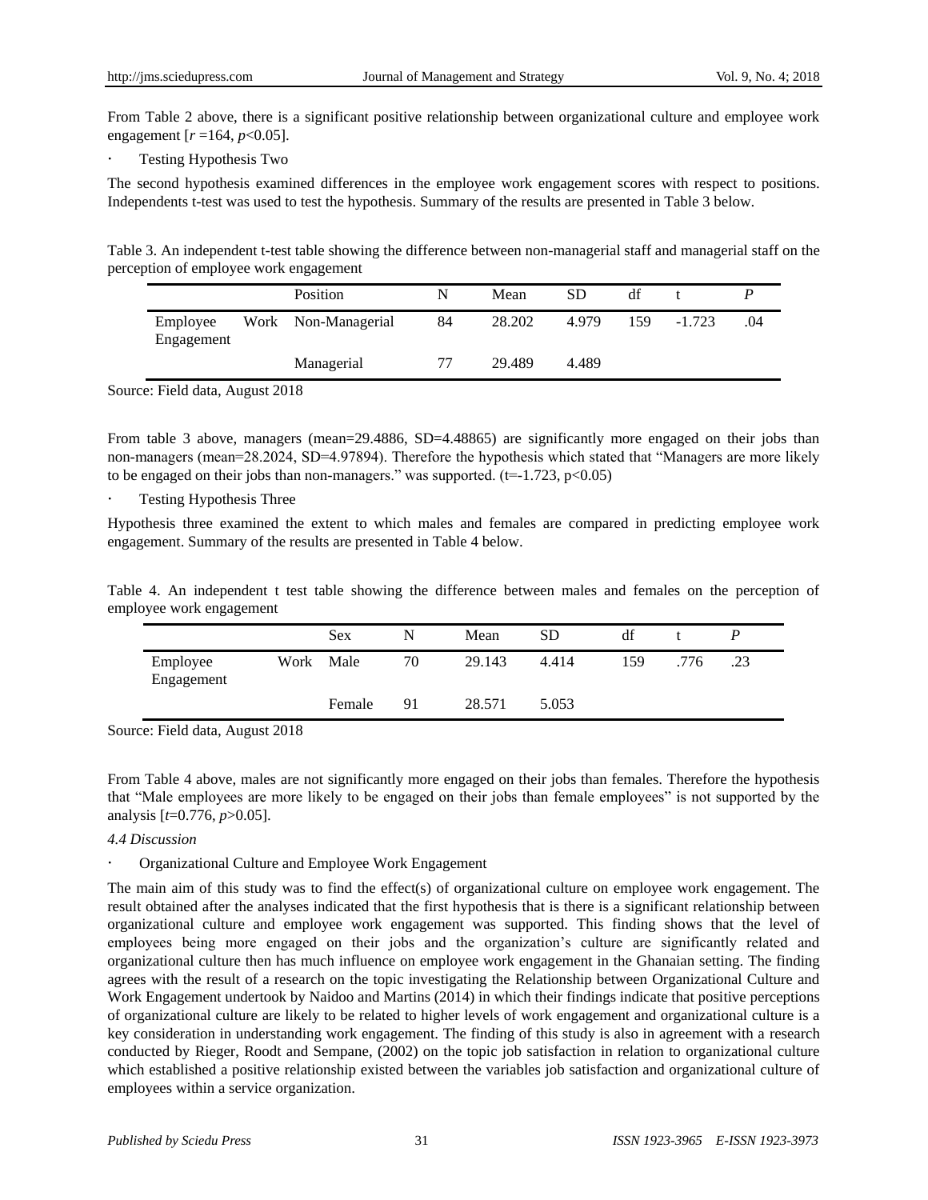From Table 2 above, there is a significant positive relationship between organizational culture and employee work engagement [$r$ =164, $p$<0.05].

- Testing Hypothesis Two

The second hypothesis examined differences in the employee work engagement scores with respect to positions. Independents t-test was used to test the hypothesis. Summary of the results are presented in Table 3 below.

Table 3. An independent t-test table showing the difference between non-managerial staff and managerial staff on the perception of employee work engagement

| | Position | N | Mean | SD | df | t | *P* |
|---|---|---|---|---|---|---|---|
| Employee Work Engagement | Non-Managerial | 84 | 28.202 | 4.979 | 159 | -1.723 | .04 |
| | Managerial | 77 | 29.489 | 4.489 | | | |

Source: Field data, August 2018

From table 3 above, managers (mean=29.4886, SD=4.48865) are significantly more engaged on their jobs than non-managers (mean=28.2024, SD=4.97894). Therefore the hypothesis which stated that "Managers are more likely to be engaged on their jobs than non-managers." was supported. (t=-1.723, p<0.05)

- Testing Hypothesis Three

Hypothesis three examined the extent to which males and females are compared in predicting employee work engagement. Summary of the results are presented in Table 4 below.

Table 4. An independent t test table showing the difference between males and females on the perception of employee work engagement

| | Sex | N | Mean | SD | df | t | *P* |
|---|---|---|---|---|---|---|---|
| Employee Work Engagement | Male | 70 | 29.143 | 4.414 | 159 | .776 | .23 |
| | Female | 91 | 28.571 | 5.053 | | | |

Source: Field data, August 2018

From Table 4 above, males are not significantly more engaged on their jobs than females. Therefore the hypothesis that "Male employees are more likely to be engaged on their jobs than female employees" is not supported by the analysis [$t$=0.776, $p$>0.05].

*4.4 Discussion*

- Organizational Culture and Employee Work Engagement

The main aim of this study was to find the effect(s) of organizational culture on employee work engagement. The result obtained after the analyses indicated that the first hypothesis that is there is a significant relationship between organizational culture and employee work engagement was supported. This finding shows that the level of employees being more engaged on their jobs and the organization's culture are significantly related and organizational culture then has much influence on employee work engagement in the Ghanaian setting. The finding agrees with the result of a research on the topic investigating the Relationship between Organizational Culture and Work Engagement undertook by Naidoo and Martins (2014) in which their findings indicate that positive perceptions of organizational culture are likely to be related to higher levels of work engagement and organizational culture is a key consideration in understanding work engagement. The finding of this study is also in agreement with a research conducted by Rieger, Roodt and Sempane, (2002) on the topic job satisfaction in relation to organizational culture which established a positive relationship existed between the variables job satisfaction and organizational culture of employees within a service organization.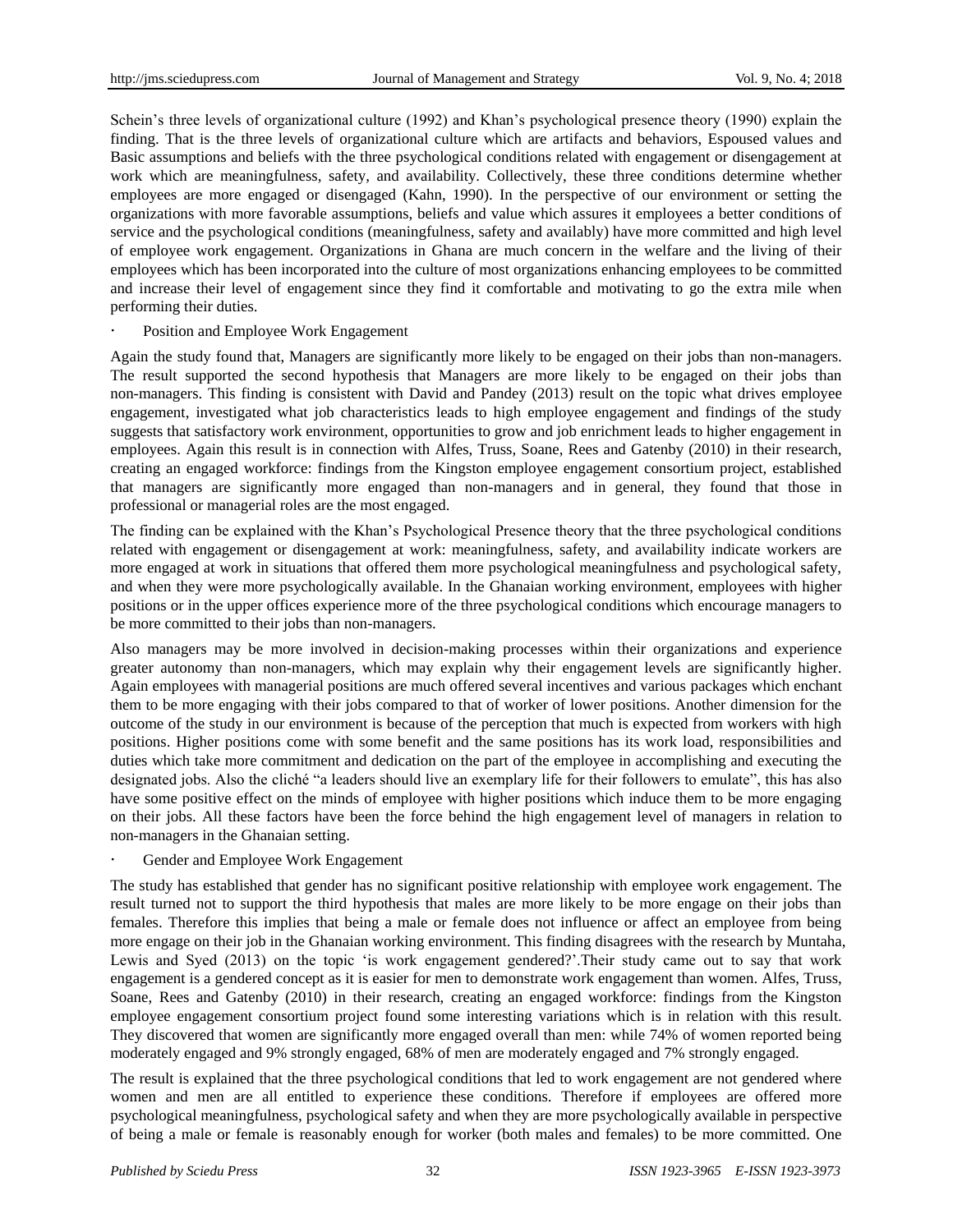Schein's three levels of organizational culture (1992) and Khan's psychological presence theory (1990) explain the finding. That is the three levels of organizational culture which are artifacts and behaviors, Espoused values and Basic assumptions and beliefs with the three psychological conditions related with engagement or disengagement at work which are meaningfulness, safety, and availability. Collectively, these three conditions determine whether employees are more engaged or disengaged (Kahn, 1990). In the perspective of our environment or setting the organizations with more favorable assumptions, beliefs and value which assures it employees a better conditions of service and the psychological conditions (meaningfulness, safety and availably) have more committed and high level of employee work engagement. Organizations in Ghana are much concern in the welfare and the living of their employees which has been incorporated into the culture of most organizations enhancing employees to be committed and increase their level of engagement since they find it comfortable and motivating to go the extra mile when performing their duties.

- Position and Employee Work Engagement

Again the study found that, Managers are significantly more likely to be engaged on their jobs than non-managers. The result supported the second hypothesis that Managers are more likely to be engaged on their jobs than non-managers. This finding is consistent with David and Pandey (2013) result on the topic what drives employee engagement, investigated what job characteristics leads to high employee engagement and findings of the study suggests that satisfactory work environment, opportunities to grow and job enrichment leads to higher engagement in employees. Again this result is in connection with Alfes, Truss, Soane, Rees and Gatenby (2010) in their research, creating an engaged workforce: findings from the Kingston employee engagement consortium project, established that managers are significantly more engaged than non-managers and in general, they found that those in professional or managerial roles are the most engaged.

The finding can be explained with the Khan's Psychological Presence theory that the three psychological conditions related with engagement or disengagement at work: meaningfulness, safety, and availability indicate workers are more engaged at work in situations that offered them more psychological meaningfulness and psychological safety, and when they were more psychologically available. In the Ghanaian working environment, employees with higher positions or in the upper offices experience more of the three psychological conditions which encourage managers to be more committed to their jobs than non-managers.

Also managers may be more involved in decision-making processes within their organizations and experience greater autonomy than non-managers, which may explain why their engagement levels are significantly higher. Again employees with managerial positions are much offered several incentives and various packages which enchant them to be more engaging with their jobs compared to that of worker of lower positions. Another dimension for the outcome of the study in our environment is because of the perception that much is expected from workers with high positions. Higher positions come with some benefit and the same positions has its work load, responsibilities and duties which take more commitment and dedication on the part of the employee in accomplishing and executing the designated jobs. Also the cliché "a leaders should live an exemplary life for their followers to emulate", this has also have some positive effect on the minds of employee with higher positions which induce them to be more engaging on their jobs. All these factors have been the force behind the high engagement level of managers in relation to non-managers in the Ghanaian setting.

- Gender and Employee Work Engagement

The study has established that gender has no significant positive relationship with employee work engagement. The result turned not to support the third hypothesis that males are more likely to be more engage on their jobs than females. Therefore this implies that being a male or female does not influence or affect an employee from being more engage on their job in the Ghanaian working environment. This finding disagrees with the research by Muntaha, Lewis and Syed (2013) on the topic 'is work engagement gendered?'.Their study came out to say that work engagement is a gendered concept as it is easier for men to demonstrate work engagement than women. Alfes, Truss, Soane, Rees and Gatenby (2010) in their research, creating an engaged workforce: findings from the Kingston employee engagement consortium project found some interesting variations which is in relation with this result. They discovered that women are significantly more engaged overall than men: while 74% of women reported being moderately engaged and 9% strongly engaged, 68% of men are moderately engaged and 7% strongly engaged.

The result is explained that the three psychological conditions that led to work engagement are not gendered where women and men are all entitled to experience these conditions. Therefore if employees are offered more psychological meaningfulness, psychological safety and when they are more psychologically available in perspective of being a male or female is reasonably enough for worker (both males and females) to be more committed. One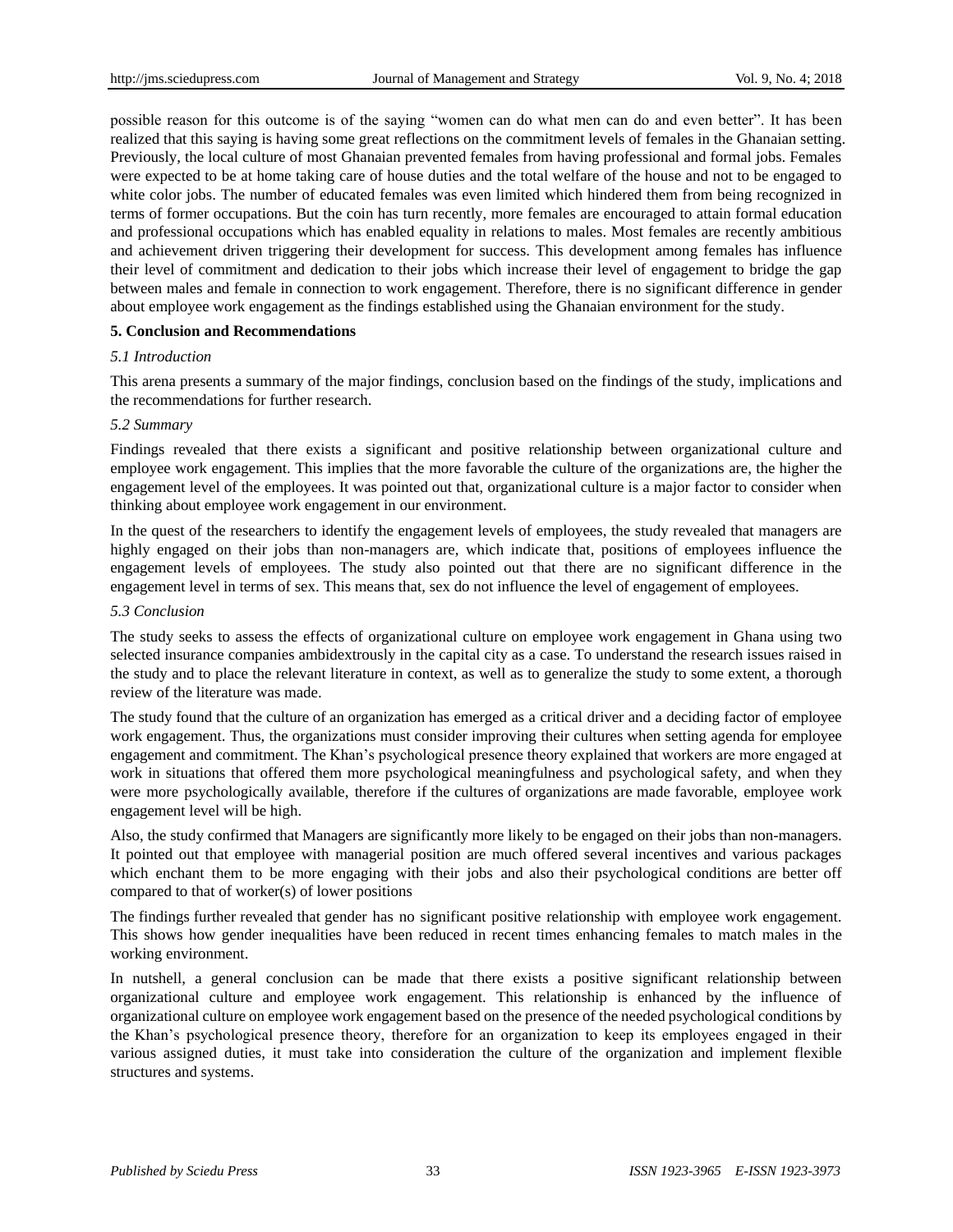possible reason for this outcome is of the saying "women can do what men can do and even better". It has been realized that this saying is having some great reflections on the commitment levels of females in the Ghanaian setting. Previously, the local culture of most Ghanaian prevented females from having professional and formal jobs. Females were expected to be at home taking care of house duties and the total welfare of the house and not to be engaged to white color jobs. The number of educated females was even limited which hindered them from being recognized in terms of former occupations. But the coin has turn recently, more females are encouraged to attain formal education and professional occupations which has enabled equality in relations to males. Most females are recently ambitious and achievement driven triggering their development for success. This development among females has influence their level of commitment and dedication to their jobs which increase their level of engagement to bridge the gap between males and female in connection to work engagement. Therefore, there is no significant difference in gender about employee work engagement as the findings established using the Ghanaian environment for the study.

## 5. Conclusion and Recommendations

### *5.1 Introduction*

This arena presents a summary of the major findings, conclusion based on the findings of the study, implications and the recommendations for further research.

### *5.2 Summary*

Findings revealed that there exists a significant and positive relationship between organizational culture and employee work engagement. This implies that the more favorable the culture of the organizations are, the higher the engagement level of the employees. It was pointed out that, organizational culture is a major factor to consider when thinking about employee work engagement in our environment.

In the quest of the researchers to identify the engagement levels of employees, the study revealed that managers are highly engaged on their jobs than non-managers are, which indicate that, positions of employees influence the engagement levels of employees. The study also pointed out that there are no significant difference in the engagement level in terms of sex. This means that, sex do not influence the level of engagement of employees.

### *5.3 Conclusion*

The study seeks to assess the effects of organizational culture on employee work engagement in Ghana using two selected insurance companies ambidextrously in the capital city as a case. To understand the research issues raised in the study and to place the relevant literature in context, as well as to generalize the study to some extent, a thorough review of the literature was made.

The study found that the culture of an organization has emerged as a critical driver and a deciding factor of employee work engagement. Thus, the organizations must consider improving their cultures when setting agenda for employee engagement and commitment. The Khan's psychological presence theory explained that workers are more engaged at work in situations that offered them more psychological meaningfulness and psychological safety, and when they were more psychologically available, therefore if the cultures of organizations are made favorable, employee work engagement level will be high.

Also, the study confirmed that Managers are significantly more likely to be engaged on their jobs than non-managers. It pointed out that employee with managerial position are much offered several incentives and various packages which enchant them to be more engaging with their jobs and also their psychological conditions are better off compared to that of worker(s) of lower positions

The findings further revealed that gender has no significant positive relationship with employee work engagement. This shows how gender inequalities have been reduced in recent times enhancing females to match males in the working environment.

In nutshell, a general conclusion can be made that there exists a positive significant relationship between organizational culture and employee work engagement. This relationship is enhanced by the influence of organizational culture on employee work engagement based on the presence of the needed psychological conditions by the Khan's psychological presence theory, therefore for an organization to keep its employees engaged in their various assigned duties, it must take into consideration the culture of the organization and implement flexible structures and systems.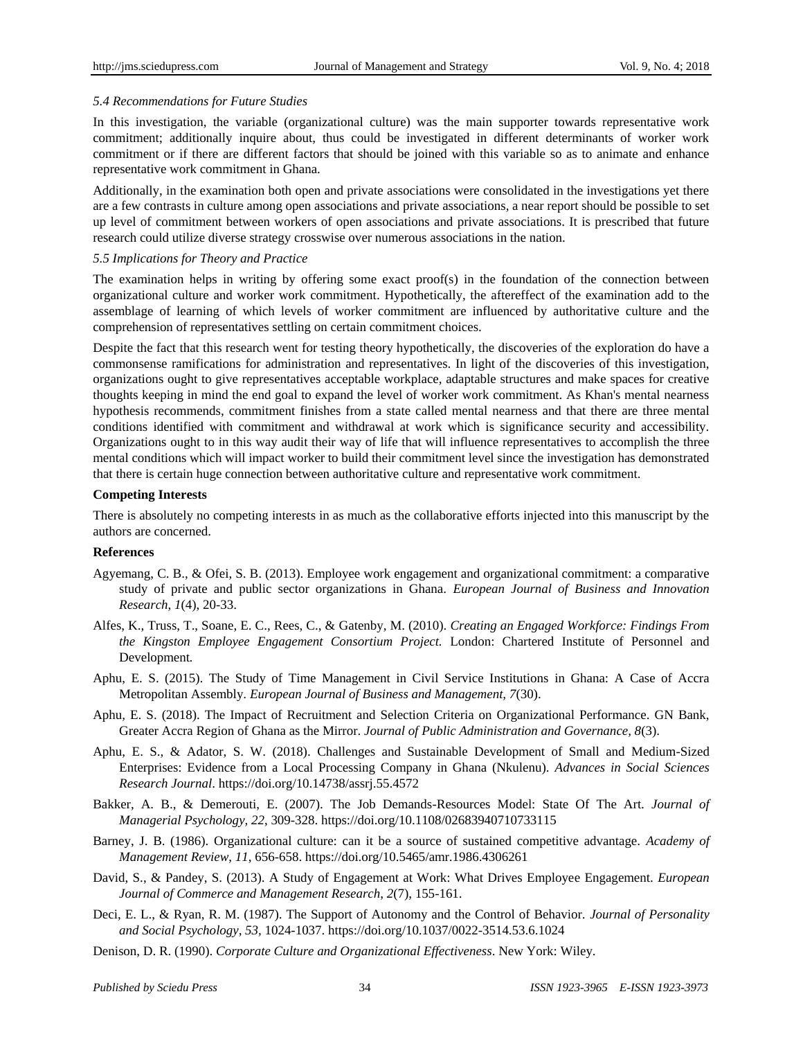### *5.4 Recommendations for Future Studies*

In this investigation, the variable (organizational culture) was the main supporter towards representative work commitment; additionally inquire about, thus could be investigated in different determinants of worker work commitment or if there are different factors that should be joined with this variable so as to animate and enhance representative work commitment in Ghana.

Additionally, in the examination both open and private associations were consolidated in the investigations yet there are a few contrasts in culture among open associations and private associations, a near report should be possible to set up level of commitment between workers of open associations and private associations. It is prescribed that future research could utilize diverse strategy crosswise over numerous associations in the nation.

### *5.5 Implications for Theory and Practice*

The examination helps in writing by offering some exact proof(s) in the foundation of the connection between organizational culture and worker work commitment. Hypothetically, the aftereffect of the examination add to the assemblage of learning of which levels of worker commitment are influenced by authoritative culture and the comprehension of representatives settling on certain commitment choices.

Despite the fact that this research went for testing theory hypothetically, the discoveries of the exploration do have a commonsense ramifications for administration and representatives. In light of the discoveries of this investigation, organizations ought to give representatives acceptable workplace, adaptable structures and make spaces for creative thoughts keeping in mind the end goal to expand the level of worker work commitment. As Khan's mental nearness hypothesis recommends, commitment finishes from a state called mental nearness and that there are three mental conditions identified with commitment and withdrawal at work which is significance security and accessibility. Organizations ought to in this way audit their way of life that will influence representatives to accomplish the three mental conditions which will impact worker to build their commitment level since the investigation has demonstrated that there is certain huge connection between authoritative culture and representative work commitment.

**Competing Interests**

There is absolutely no competing interests in as much as the collaborative efforts injected into this manuscript by the authors are concerned.

**References**

Agyemang, C. B., & Ofei, S. B. (2013). Employee work engagement and organizational commitment: a comparative study of private and public sector organizations in Ghana. *European Journal of Business and Innovation Research, 1*(4), 20-33.

Alfes, K., Truss, T., Soane, E. C., Rees, C., & Gatenby, M. (2010). *Creating an Engaged Workforce: Findings From the Kingston Employee Engagement Consortium Project.* London: Chartered Institute of Personnel and Development.

Aphu, E. S. (2015). The Study of Time Management in Civil Service Institutions in Ghana: A Case of Accra Metropolitan Assembly. *European Journal of Business and Management, 7*(30).

Aphu, E. S. (2018). The Impact of Recruitment and Selection Criteria on Organizational Performance. GN Bank, Greater Accra Region of Ghana as the Mirror. *Journal of Public Administration and Governance, 8*(3).

Aphu, E. S., & Adator, S. W. (2018). Challenges and Sustainable Development of Small and Medium-Sized Enterprises: Evidence from a Local Processing Company in Ghana (Nkulenu). *Advances in Social Sciences Research Journal*. https://doi.org/10.14738/assrj.55.4572

Bakker, A. B., & Demerouti, E. (2007). The Job Demands-Resources Model: State Of The Art. *Journal of Managerial Psychology, 22*, 309-328. https://doi.org/10.1108/02683940710733115

Barney, J. B. (1986). Organizational culture: can it be a source of sustained competitive advantage. *Academy of Management Review, 11*, 656-658. https://doi.org/10.5465/amr.1986.4306261

David, S., & Pandey, S. (2013). A Study of Engagement at Work: What Drives Employee Engagement. *European Journal of Commerce and Management Research, 2*(7), 155-161.

Deci, E. L., & Ryan, R. M. (1987). The Support of Autonomy and the Control of Behavior. *Journal of Personality and Social Psychology, 53*, 1024-1037. https://doi.org/10.1037/0022-3514.53.6.1024

Denison, D. R. (1990). *Corporate Culture and Organizational Effectiveness*. New York: Wiley.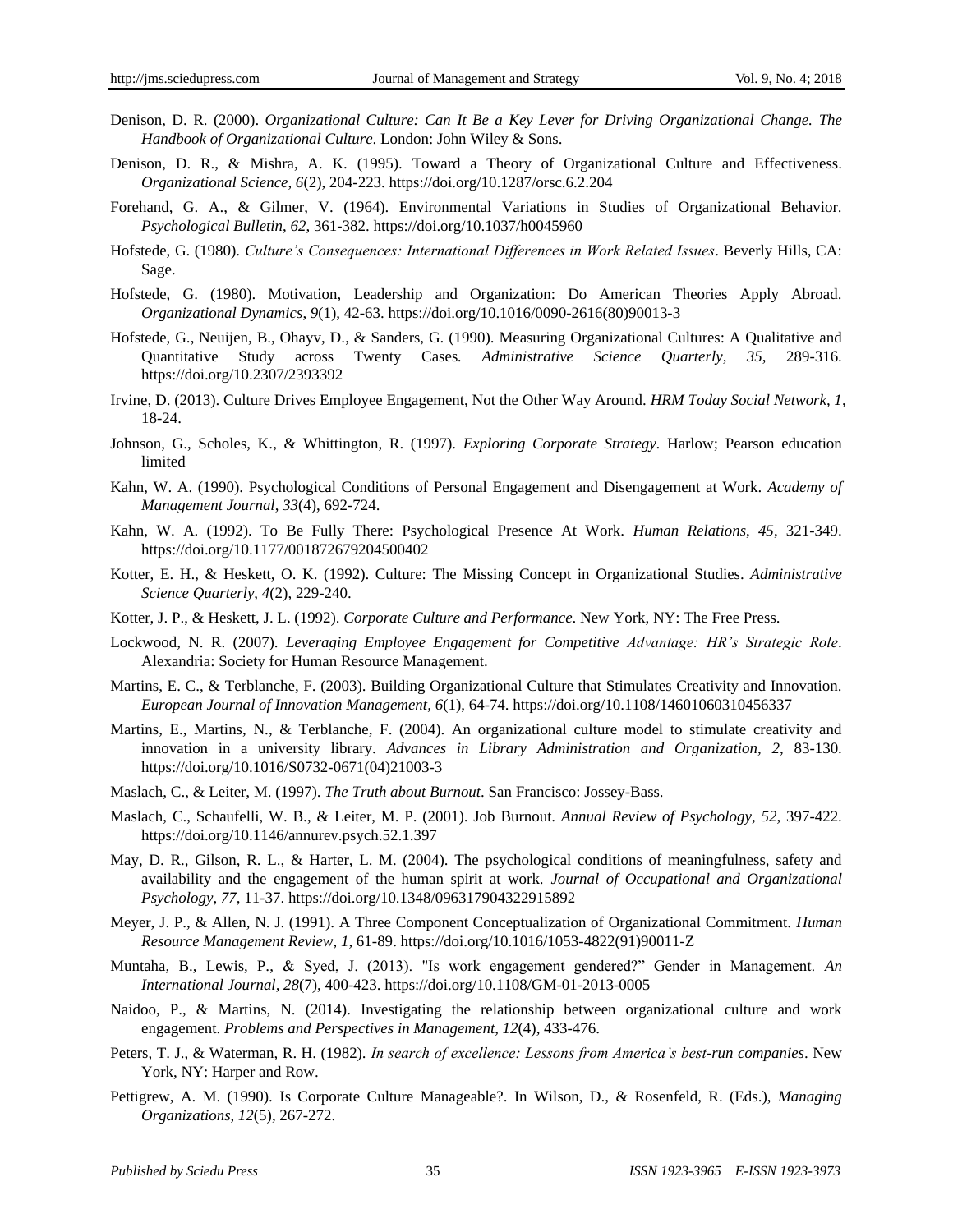Denison, D. R. (2000). *Organizational Culture: Can It Be a Key Lever for Driving Organizational Change. The Handbook of Organizational Culture*. London: John Wiley & Sons.

Denison, D. R., & Mishra, A. K. (1995). Toward a Theory of Organizational Culture and Effectiveness. *Organizational Science, 6*(2), 204-223. https://doi.org/10.1287/orsc.6.2.204

Forehand, G. A., & Gilmer, V. (1964). Environmental Variations in Studies of Organizational Behavior. *Psychological Bulletin*, *62*, 361-382. https://doi.org/10.1037/h0045960

Hofstede, G. (1980). *Culture's Consequences: International Differences in Work Related Issues*. Beverly Hills, CA: Sage.

Hofstede, G. (1980). Motivation, Leadership and Organization: Do American Theories Apply Abroad. *Organizational Dynamics, 9*(1), 42-63. https://doi.org/10.1016/0090-2616(80)90013-3

Hofstede, G., Neuijen, B., Ohayv, D., & Sanders, G. (1990). Measuring Organizational Cultures: A Qualitative and Quantitative Study across Twenty Cases*. Administrative Science Quarterly, 35*, 289-316. https://doi.org/10.2307/2393392

Irvine, D. (2013). Culture Drives Employee Engagement, Not the Other Way Around. *HRM Today Social Network, 1*, 18-24.

Johnson, G., Scholes, K., & Whittington, R. (1997). *Exploring Corporate Strategy*. Harlow; Pearson education limited

Kahn, W. A. (1990). Psychological Conditions of Personal Engagement and Disengagement at Work. *Academy of Management Journal*, *33*(4), 692-724.

Kahn, W. A. (1992). To Be Fully There: Psychological Presence At Work. *Human Relations*, *45*, 321-349. https://doi.org/10.1177/001872679204500402

Kotter, E. H., & Heskett, O. K. (1992). Culture: The Missing Concept in Organizational Studies. *Administrative Science Quarterly*, *4*(2), 229-240.

Kotter, J. P., & Heskett, J. L. (1992). *Corporate Culture and Performance*. New York, NY: The Free Press.

Lockwood, N. R. (2007). *Leveraging Employee Engagement for Competitive Advantage: HR's Strategic Role*. Alexandria: Society for Human Resource Management.

Martins, E. C., & Terblanche, F. (2003). Building Organizational Culture that Stimulates Creativity and Innovation. *European Journal of Innovation Management*, *6*(1), 64-74. https://doi.org/10.1108/14601060310456337

Martins, E., Martins, N., & Terblanche, F. (2004). An organizational culture model to stimulate creativity and innovation in a university library. *Advances in Library Administration and Organization*, *2*, 83-130. https://doi.org/10.1016/S0732-0671(04)21003-3

Maslach, C., & Leiter, M. (1997). *The Truth about Burnout*. San Francisco: Jossey-Bass.

Maslach, C., Schaufelli, W. B., & Leiter, M. P. (2001). Job Burnout. *Annual Review of Psychology, 52,* 397-422. https://doi.org/10.1146/annurev.psych.52.1.397

May, D. R., Gilson, R. L., & Harter, L. M. (2004). The psychological conditions of meaningfulness, safety and availability and the engagement of the human spirit at work. *Journal of Occupational and Organizational Psychology*, *77*, 11-37. https://doi.org/10.1348/096317904322915892

Meyer, J. P., & Allen, N. J. (1991). A Three Component Conceptualization of Organizational Commitment. *Human Resource Management Review*, *1,* 61-89. https://doi.org/10.1016/1053-4822(91)90011-Z

Muntaha, B., Lewis, P., & Syed, J. (2013). "Is work engagement gendered?" Gender in Management. *An International Journal*, *28*(7), 400-423. https://doi.org/10.1108/GM-01-2013-0005

Naidoo, P., & Martins, N. (2014). Investigating the relationship between organizational culture and work engagement. *Problems and Perspectives in Management*, *12*(4), 433-476.

Peters, T. J., & Waterman, R. H. (1982). *In search of excellence: Lessons from America's best-run companies*. New York, NY: Harper and Row.

Pettigrew, A. M. (1990). Is Corporate Culture Manageable?. In Wilson, D., & Rosenfeld, R. (Eds.), *Managing Organizations*, *12*(5), 267-272.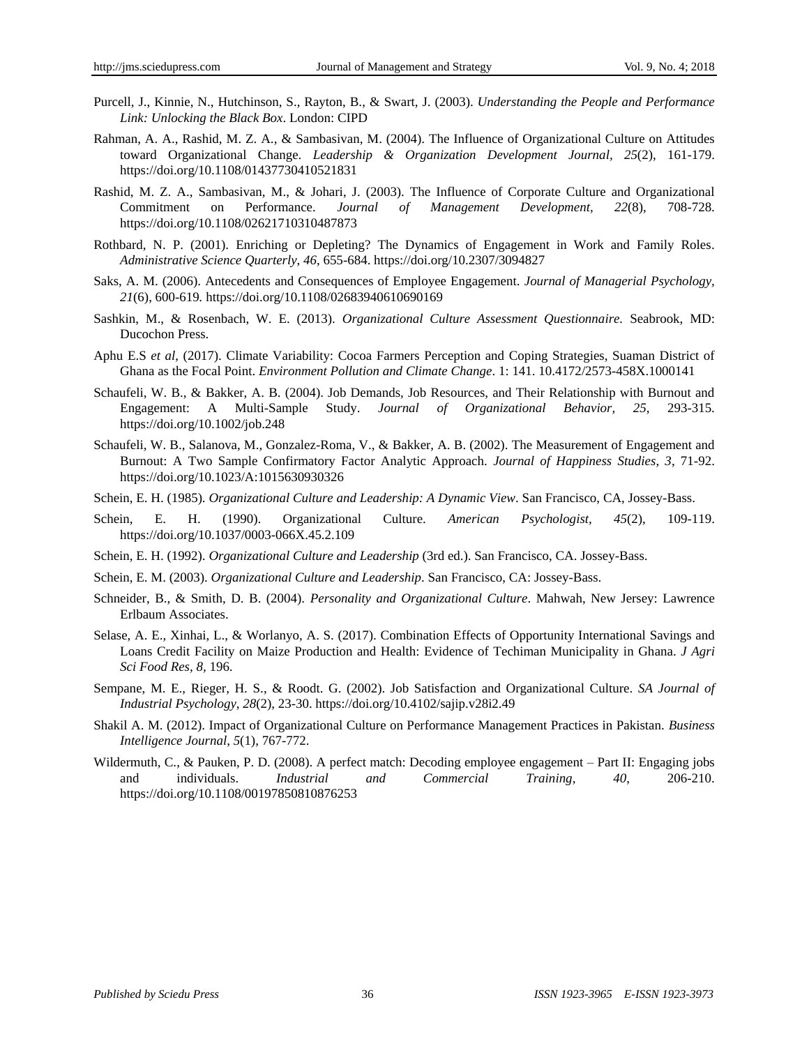Purcell, J., Kinnie, N., Hutchinson, S., Rayton, B., & Swart, J. (2003). *Understanding the People and Performance Link: Unlocking the Black Box*. London: CIPD

Rahman, A. A., Rashid, M. Z. A., & Sambasivan, M. (2004). The Influence of Organizational Culture on Attitudes toward Organizational Change. *Leadership & Organization Development Journal, 25*(2), 161-179. https://doi.org/10.1108/01437730410521831

Rashid, M. Z. A., Sambasivan, M., & Johari, J. (2003). The Influence of Corporate Culture and Organizational Commitment on Performance. *Journal of Management Development, 22*(8), 708-728. https://doi.org/10.1108/02621710310487873

Rothbard, N. P. (2001). Enriching or Depleting? The Dynamics of Engagement in Work and Family Roles. *Administrative Science Quarterly, 46*, 655-684. https://doi.org/10.2307/3094827

Saks, A. M. (2006). Antecedents and Consequences of Employee Engagement. *Journal of Managerial Psychology, 21*(6), 600-619. https://doi.org/10.1108/02683940610690169

Sashkin, M., & Rosenbach, W. E. (2013). *Organizational Culture Assessment Questionnaire.* Seabrook, MD: Ducochon Press.

Aphu E.S *et al*, (2017). Climate Variability: Cocoa Farmers Perception and Coping Strategies, Suaman District of Ghana as the Focal Point. *Environment Pollution and Climate Change*. 1: 141. 10.4172/2573-458X.1000141

Schaufeli, W. B., & Bakker, A. B. (2004). Job Demands, Job Resources, and Their Relationship with Burnout and Engagement: A Multi-Sample Study. *Journal of Organizational Behavior, 25*, 293-315. https://doi.org/10.1002/job.248

Schaufeli, W. B., Salanova, M., Gonzalez-Roma, V., & Bakker, A. B. (2002). The Measurement of Engagement and Burnout: A Two Sample Confirmatory Factor Analytic Approach. *Journal of Happiness Studies, 3*, 71-92. https://doi.org/10.1023/A:1015630930326

Schein, E. H. (1985). *Organizational Culture and Leadership: A Dynamic View*. San Francisco, CA, Jossey-Bass.

Schein, E. H. (1990). Organizational Culture. *American Psychologist, 45*(2), 109-119. https://doi.org/10.1037/0003-066X.45.2.109

Schein, E. H. (1992). *Organizational Culture and Leadership* (3rd ed.). San Francisco, CA. Jossey-Bass.

Schein, E. M. (2003). *Organizational Culture and Leadership*. San Francisco, CA: Jossey-Bass.

Schneider, B., & Smith, D. B. (2004). *Personality and Organizational Culture*. Mahwah, New Jersey: Lawrence Erlbaum Associates.

Selase, A. E., Xinhai, L., & Worlanyo, A. S. (2017). Combination Effects of Opportunity International Savings and Loans Credit Facility on Maize Production and Health: Evidence of Techiman Municipality in Ghana. *J Agri Sci Food Res, 8*, 196.

Sempane, M. E., Rieger, H. S., & Roodt. G. (2002). Job Satisfaction and Organizational Culture. *SA Journal of Industrial Psychology, 28*(2), 23-30. https://doi.org/10.4102/sajip.v28i2.49

Shakil A. M. (2012). Impact of Organizational Culture on Performance Management Practices in Pakistan. *Business Intelligence Journal, 5*(1), 767-772.

Wildermuth, C., & Pauken, P. D. (2008). A perfect match: Decoding employee engagement – Part II: Engaging jobs and individuals. *Industrial and Commercial Training, 40*, 206-210. https://doi.org/10.1108/00197850810876253